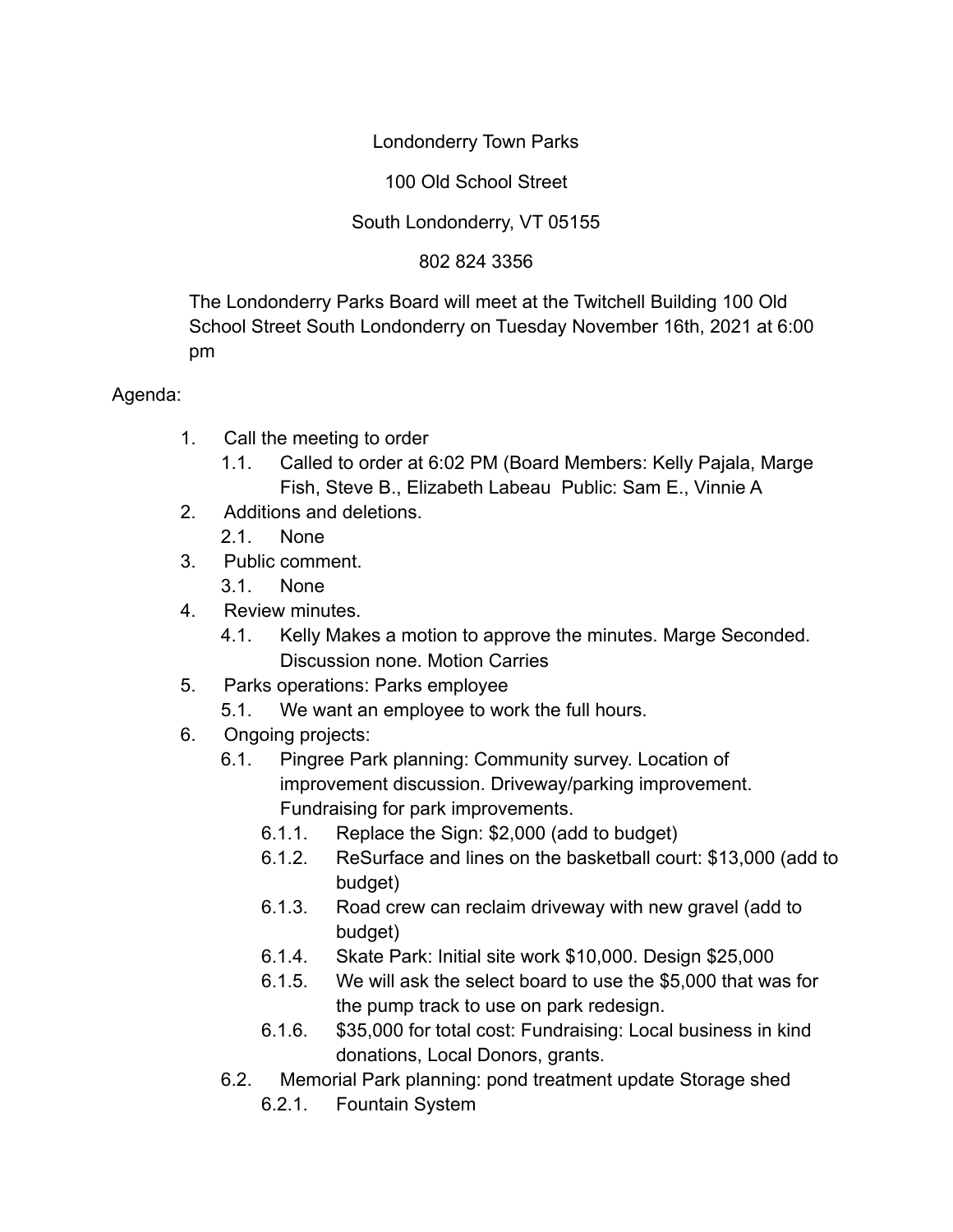Londonderry Town Parks

100 Old School Street

South Londonderry, VT 05155

802 824 3356

The Londonderry Parks Board will meet at the Twitchell Building 100 Old School Street South Londonderry on Tuesday November 16th, 2021 at 6:00 pm

Agenda:

1. Call the meeting to order
   1.1. Called to order at 6:02 PM (Board Members: Kelly Pajala, Marge Fish, Steve B., Elizabeth Labeau Public: Sam E., Vinnie A
2. Additions and deletions.
   2.1. None
3. Public comment.
   3.1. None
4. Review minutes.
   4.1. Kelly Makes a motion to approve the minutes. Marge Seconded. Discussion none. Motion Carries
5. Parks operations: Parks employee
   5.1. We want an employee to work the full hours.
6. Ongoing projects:
   6.1. Pingree Park planning: Community survey. Location of improvement discussion. Driveway/parking improvement. Fundraising for park improvements.
      6.1.1. Replace the Sign: $2,000 (add to budget)
      6.1.2. ReSurface and lines on the basketball court: $13,000 (add to budget)
      6.1.3. Road crew can reclaim driveway with new gravel (add to budget)
      6.1.4. Skate Park: Initial site work $10,000. Design $25,000
      6.1.5. We will ask the select board to use the $5,000 that was for the pump track to use on park redesign.
      6.1.6. $35,000 for total cost: Fundraising: Local business in kind donations, Local Donors, grants.
   6.2. Memorial Park planning: pond treatment update Storage shed
      6.2.1. Fountain System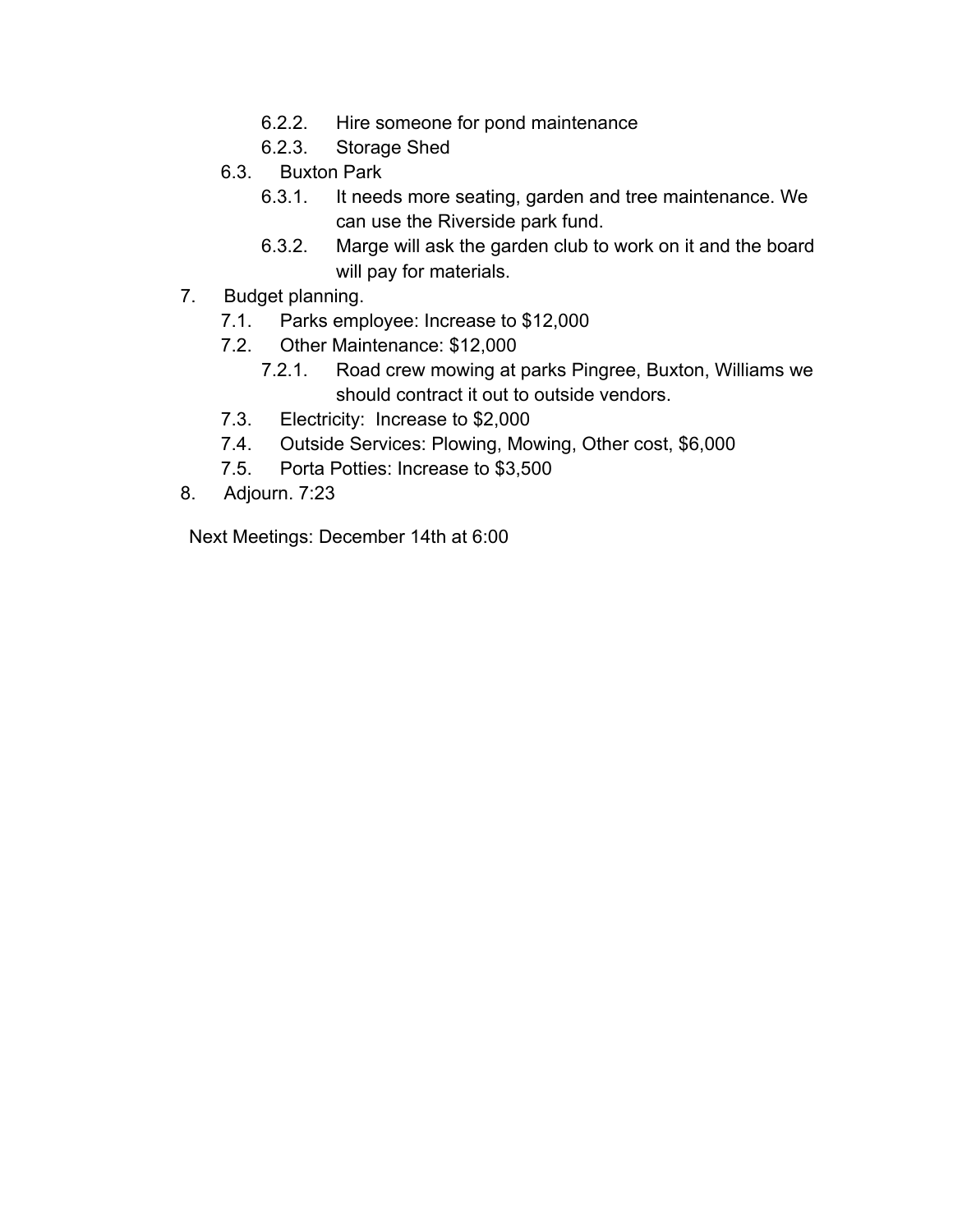- 6.2.2. Hire someone for pond maintenance
        - 6.2.3. Storage Shed
    - 6.3. Buxton Park
        - 6.3.1. It needs more seating, garden and tree maintenance. We can use the Riverside park fund.
        - 6.3.2. Marge will ask the garden club to work on it and the board will pay for materials.
7. Budget planning.
    - 7.1. Parks employee: Increase to $12,000
    - 7.2. Other Maintenance: $12,000
        - 7.2.1. Road crew mowing at parks Pingree, Buxton, Williams we should contract it out to outside vendors.
    - 7.3. Electricity: Increase to $2,000
    - 7.4. Outside Services: Plowing, Mowing, Other cost, $6,000
    - 7.5. Porta Potties: Increase to $3,500
8. Adjourn. 7:23

Next Meetings: December 14th at 6:00